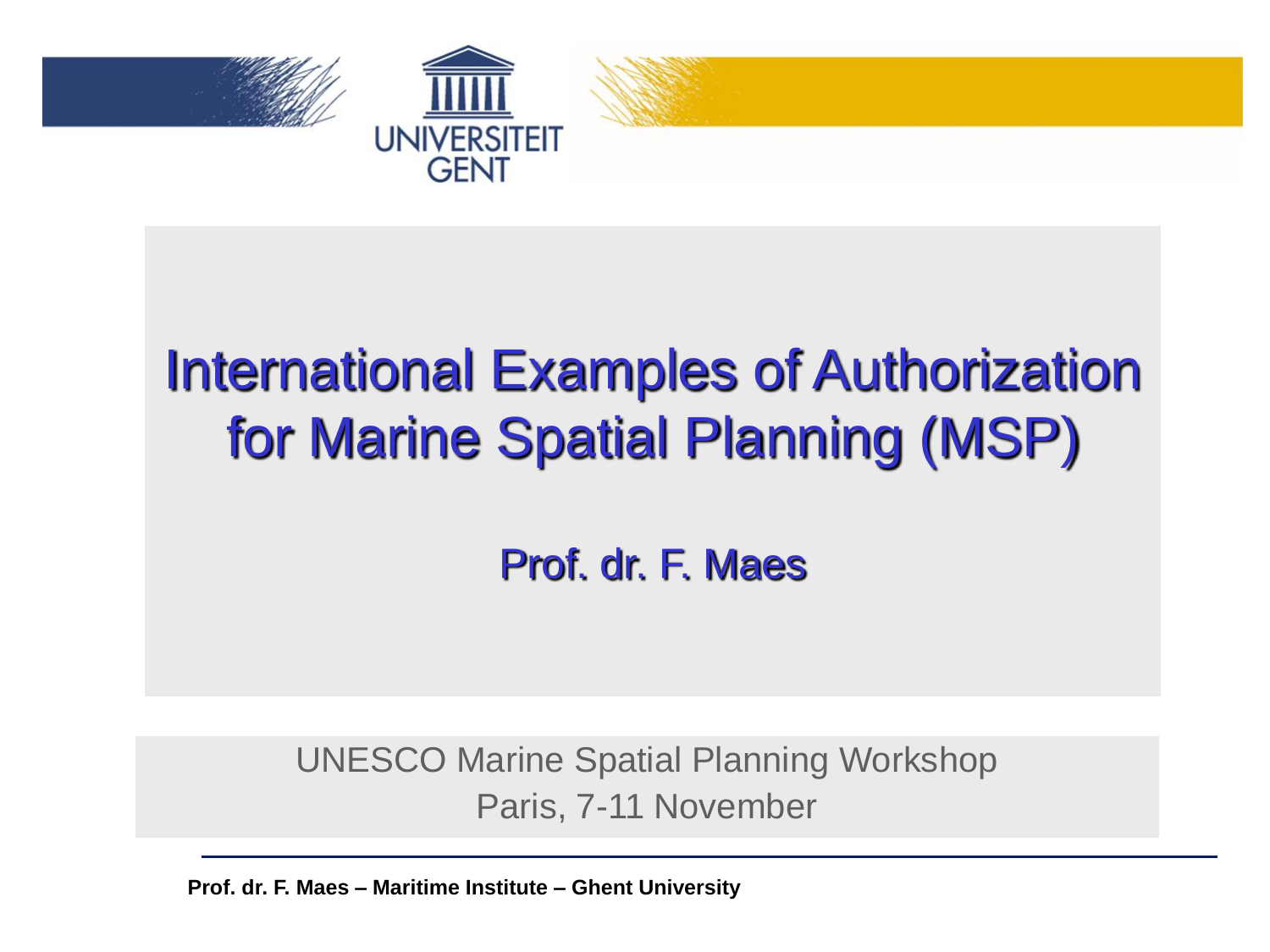UNIVERSITEIT GENT

# International Examples of Authorization for Marine Spatial Planning (MSP)

Prof. dr. F. Maes

UNESCO Marine Spatial Planning Workshop
Paris, 7-11 November

**Prof. dr. F. Maes – Maritime Institute – Ghent University**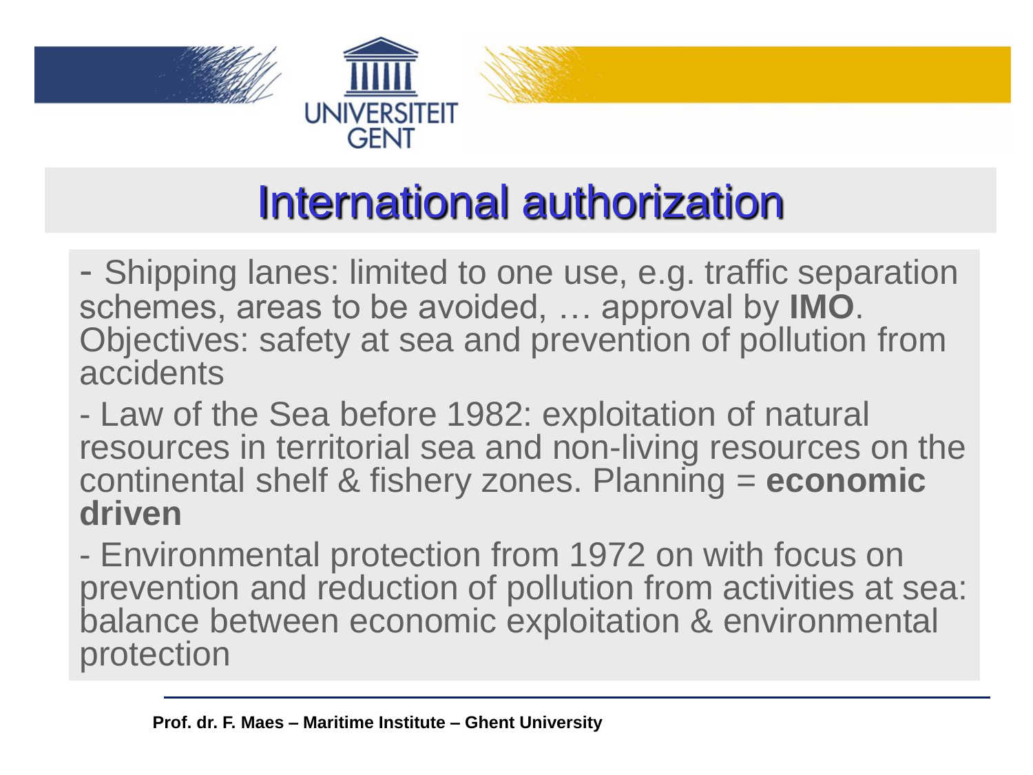# International authorization

- Shipping lanes: limited to one use, e.g. traffic separation schemes, areas to be avoided, … approval by **IMO**. Objectives: safety at sea and prevention of pollution from accidents

- Law of the Sea before 1982: exploitation of natural resources in territorial sea and non-living resources on the continental shelf & fishery zones. Planning = **economic driven**

- Environmental protection from 1972 on with focus on prevention and reduction of pollution from activities at sea: balance between economic exploitation & environmental protection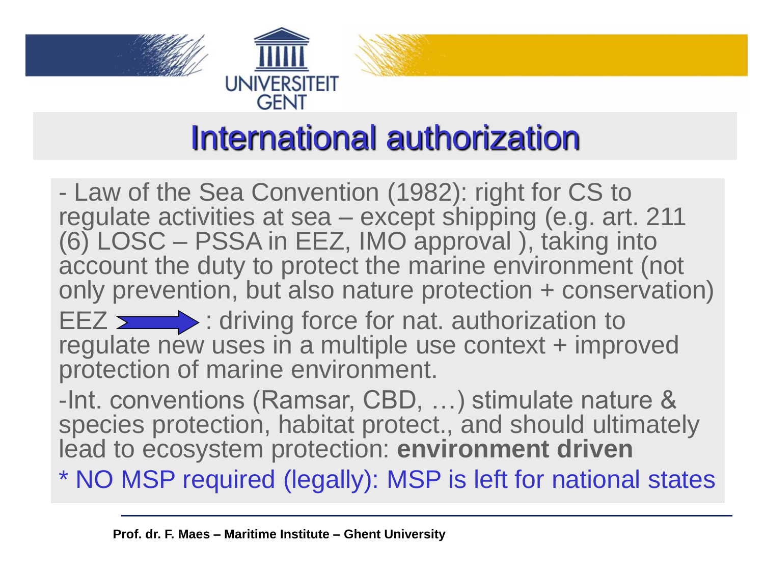# International authorization

- Law of the Sea Convention (1982): right for CS to regulate activities at sea – except shipping (e.g. art. 211 (6) LOSC – PSSA in EEZ, IMO approval ), taking into account the duty to protect the marine environment (not only prevention, but also nature protection + conservation)

EEZ → : driving force for nat. authorization to regulate new uses in a multiple use context + improved protection of marine environment.

-Int. conventions (Ramsar, CBD, …) stimulate nature & species protection, habitat protect., and should ultimately lead to ecosystem protection: **environment driven**

* NO MSP required (legally): MSP is left for national states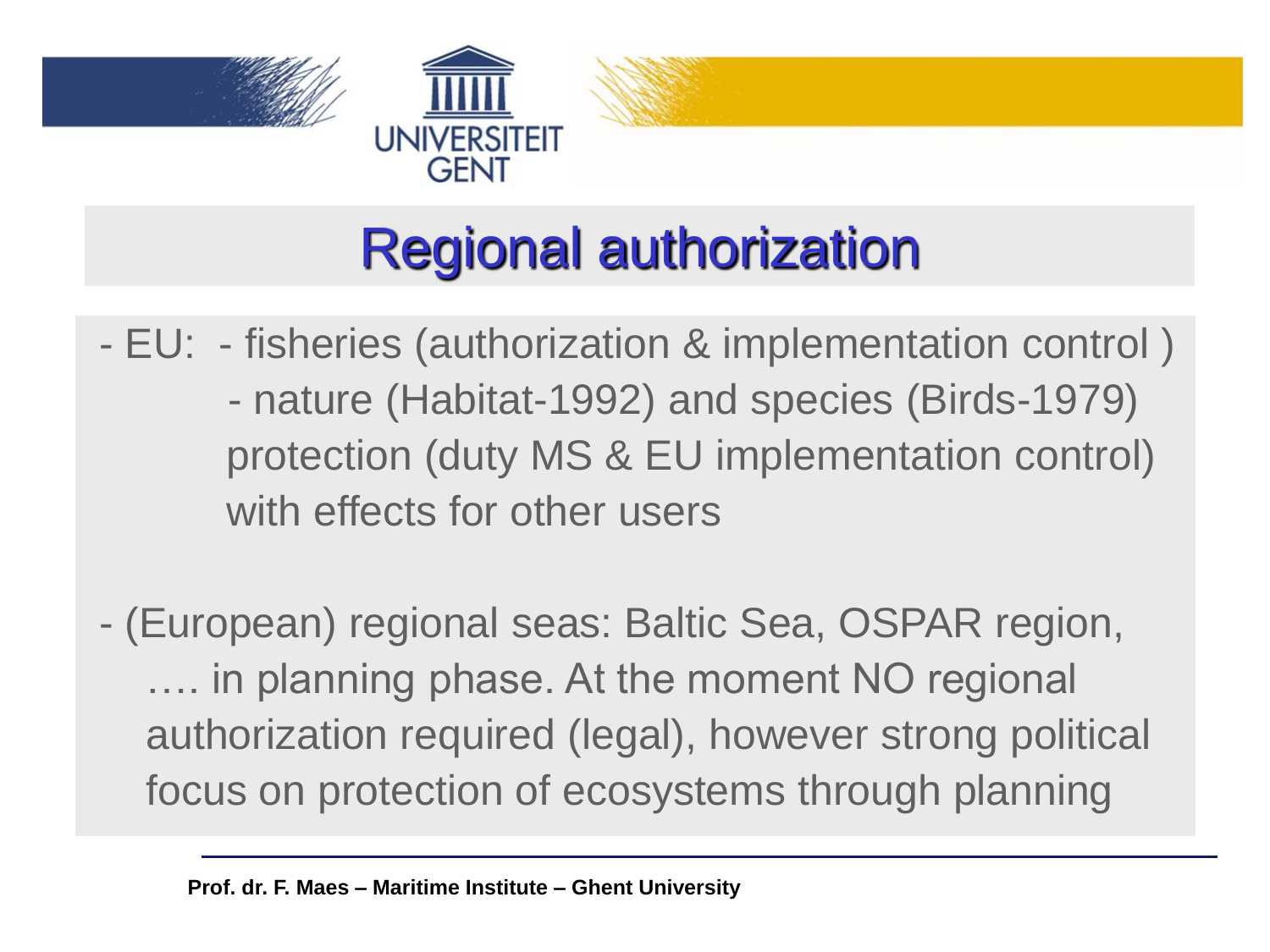# Regional authorization

- EU:
  - fisheries (authorization & implementation control )
  - nature (Habitat-1992) and species (Birds-1979) protection (duty MS & EU implementation control) with effects for other users

- (European) regional seas: Baltic Sea, OSPAR region, …. in planning phase. At the moment NO regional authorization required (legal), however strong political focus on protection of ecosystems through planning

**Prof. dr. F. Maes – Maritime Institute – Ghent University**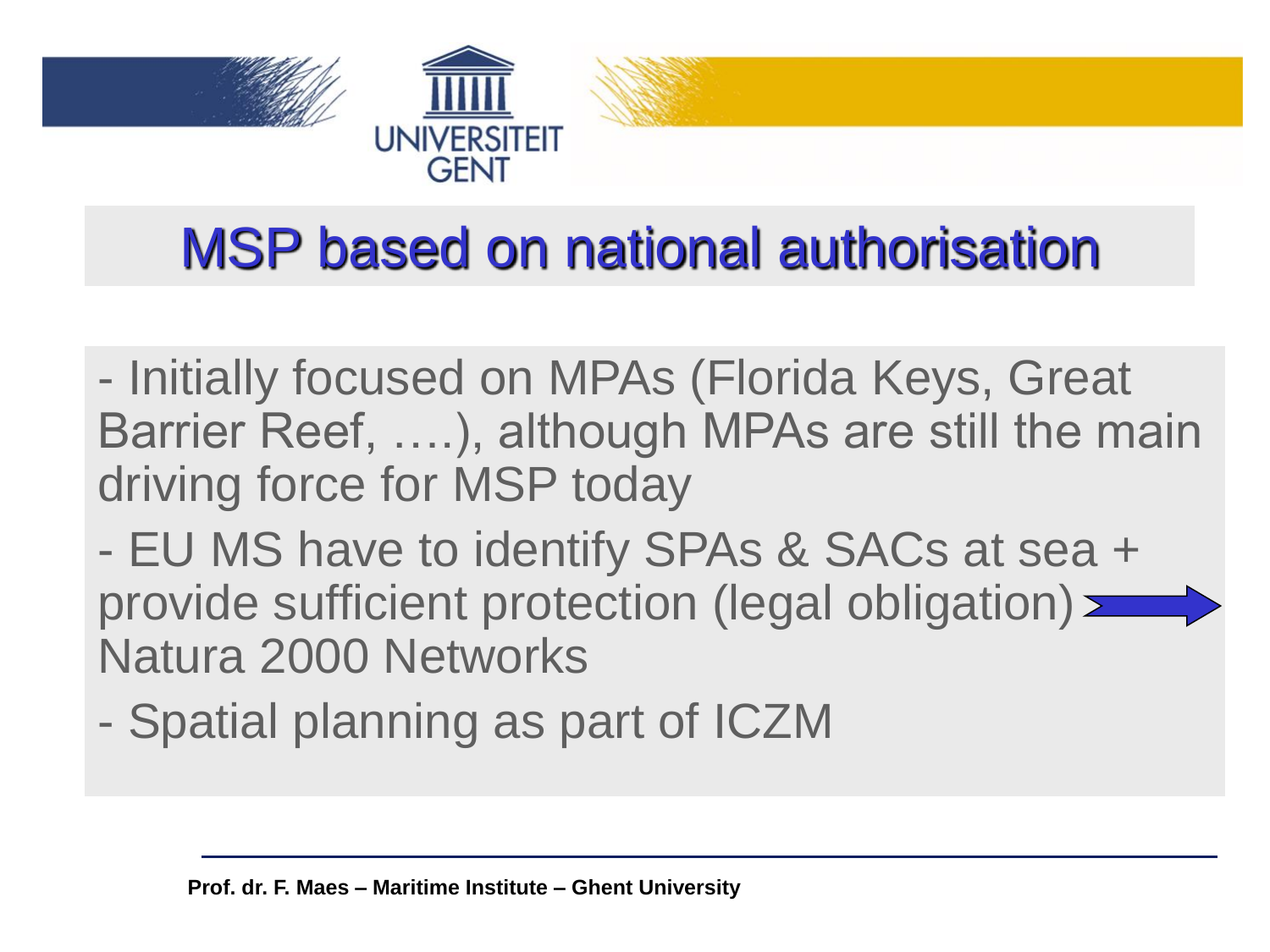# MSP based on national authorisation

- Initially focused on MPAs (Florida Keys, Great Barrier Reef, ….), although MPAs are still the main driving force for MSP today
- EU MS have to identify SPAs & SACs at sea + provide sufficient protection (legal obligation) → Natura 2000 Networks
- Spatial planning as part of ICZM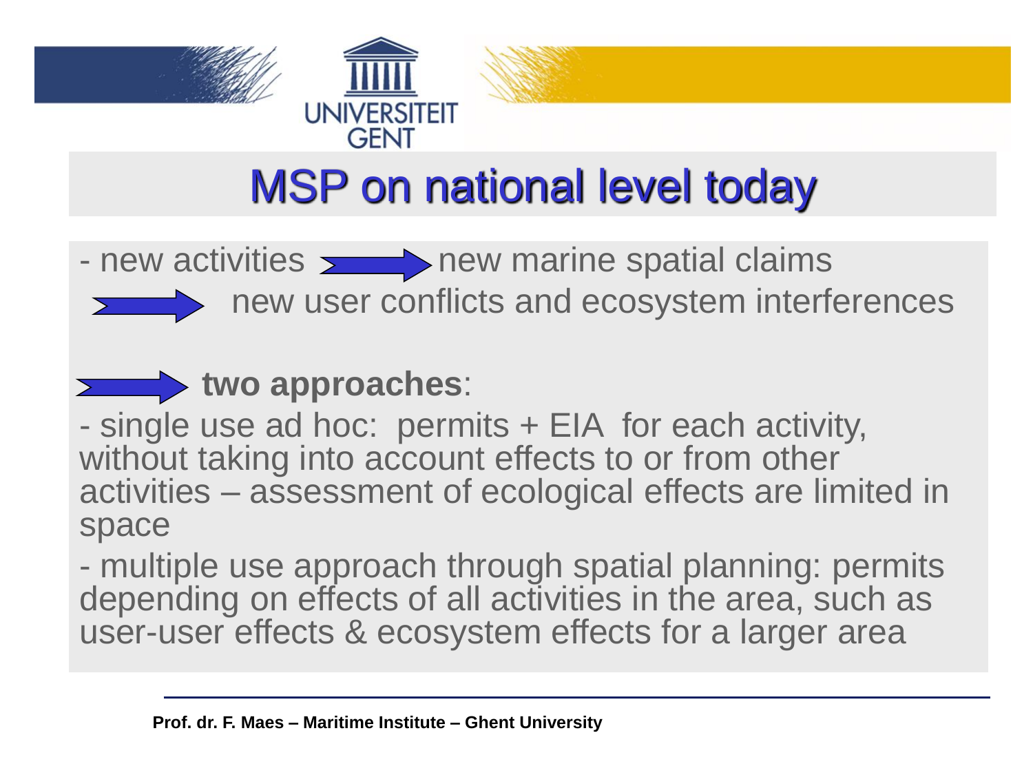# MSP on national level today

- new activities → new marine spatial claims

→ new user conflicts and ecosystem interferences

→ **two approaches**:

- single use ad hoc: permits + EIA for each activity, without taking into account effects to or from other activities – assessment of ecological effects are limited in space

- multiple use approach through spatial planning: permits depending on effects of all activities in the area, such as user-user effects & ecosystem effects for a larger area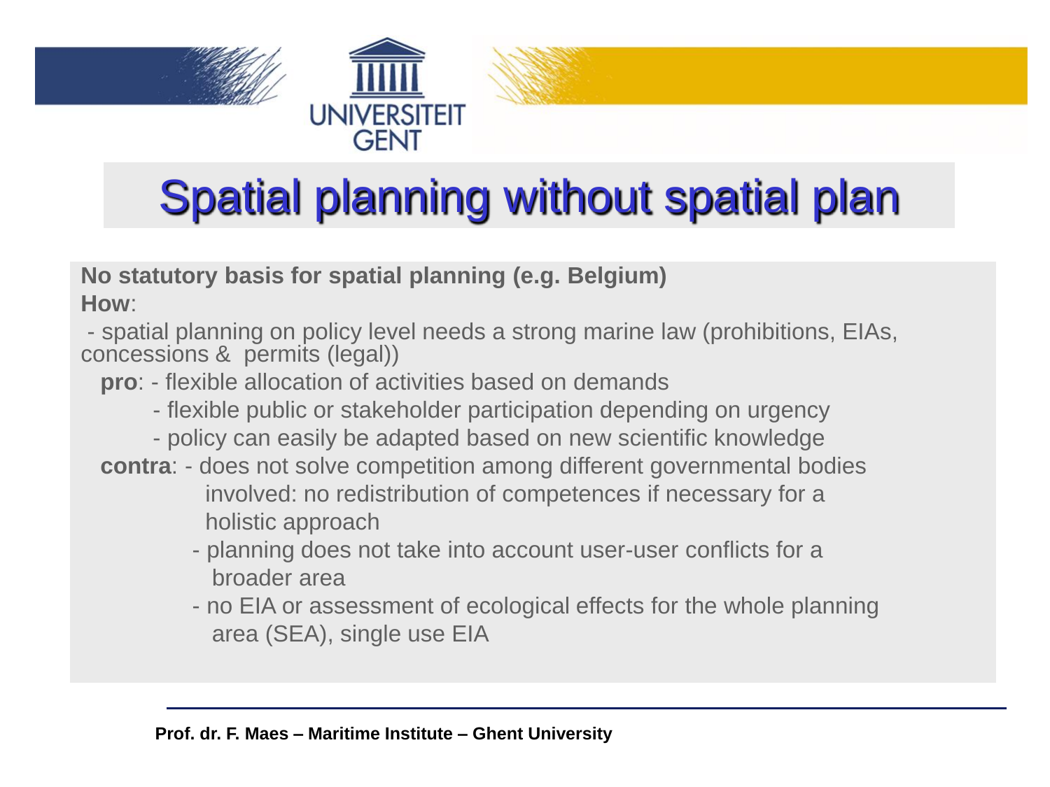# Spatial planning without spatial plan

**No statutory basis for spatial planning (e.g. Belgium)**

**How**:

- spatial planning on policy level needs a strong marine law (prohibitions, EIAs, concessions & permits (legal))

**pro**:
- flexible allocation of activities based on demands
- flexible public or stakeholder participation depending on urgency
- policy can easily be adapted based on new scientific knowledge

**contra**:
- does not solve competition among different governmental bodies involved: no redistribution of competences if necessary for a holistic approach
- planning does not take into account user-user conflicts for a broader area
- no EIA or assessment of ecological effects for the whole planning area (SEA), single use EIA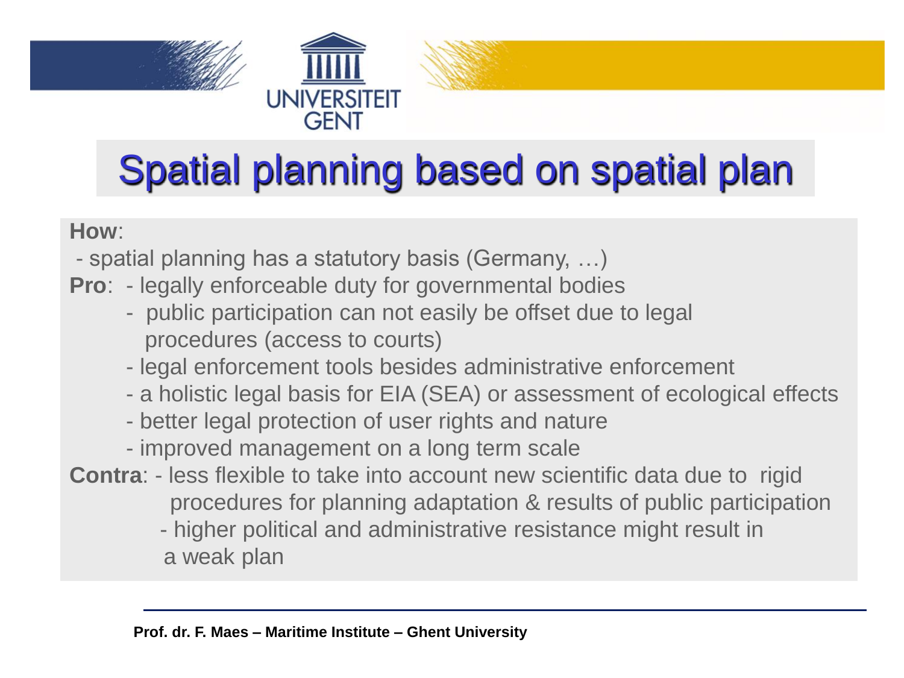# Spatial planning based on spatial plan

**How**:

- spatial planning has a statutory basis (Germany, …)

**Pro**:

- legally enforceable duty for governmental bodies
- public participation can not easily be offset due to legal procedures (access to courts)
- legal enforcement tools besides administrative enforcement
- a holistic legal basis for EIA (SEA) or assessment of ecological effects
- better legal protection of user rights and nature
- improved management on a long term scale

**Contra**:

- less flexible to take into account new scientific data due to rigid procedures for planning adaptation & results of public participation
- higher political and administrative resistance might result in a weak plan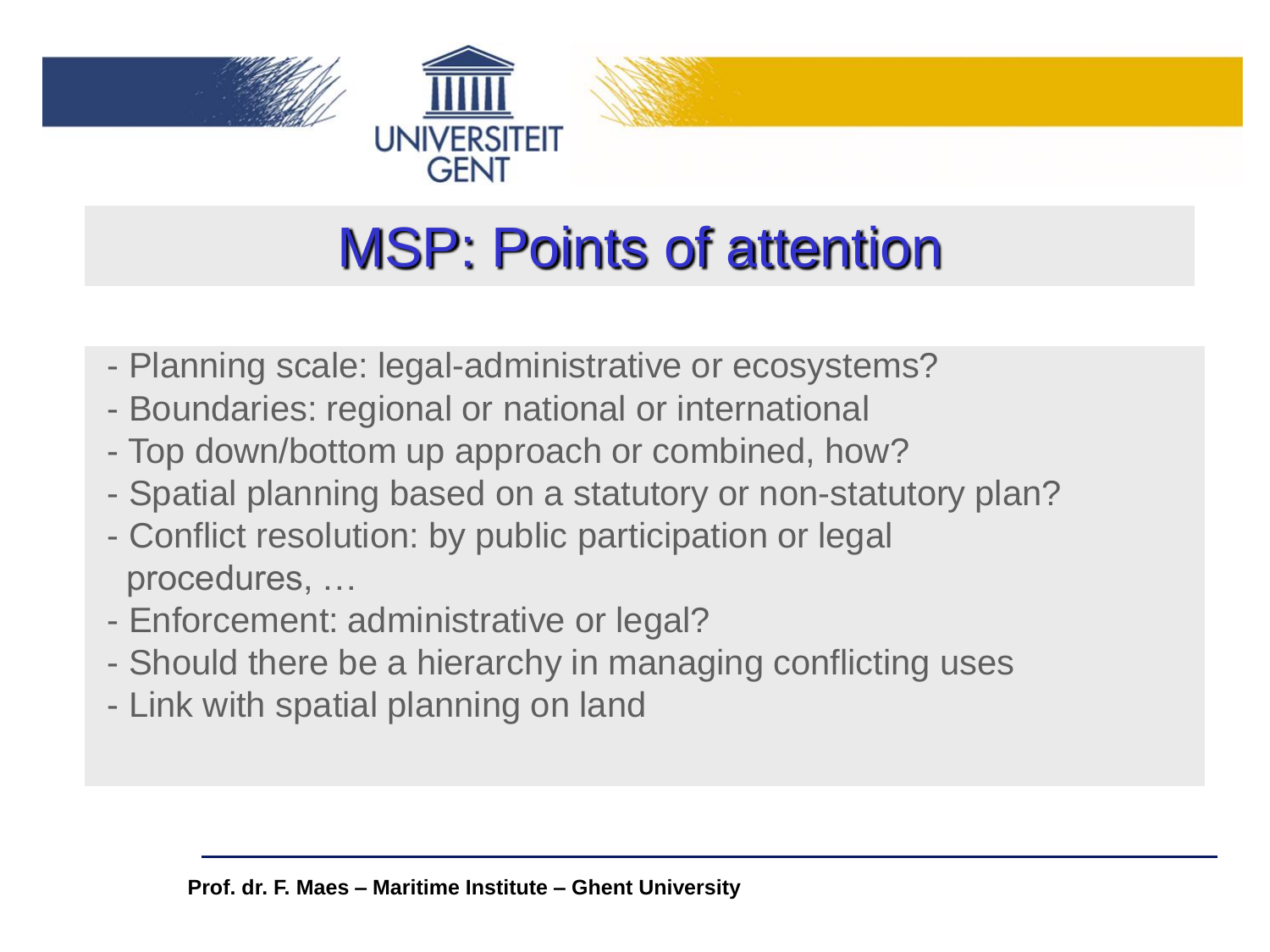# MSP: Points of attention

- Planning scale: legal-administrative or ecosystems?
- Boundaries: regional or national or international
- Top down/bottom up approach or combined, how?
- Spatial planning based on a statutory or non-statutory plan?
- Conflict resolution: by public participation or legal procedures, …
- Enforcement: administrative or legal?
- Should there be a hierarchy in managing conflicting uses
- Link with spatial planning on land